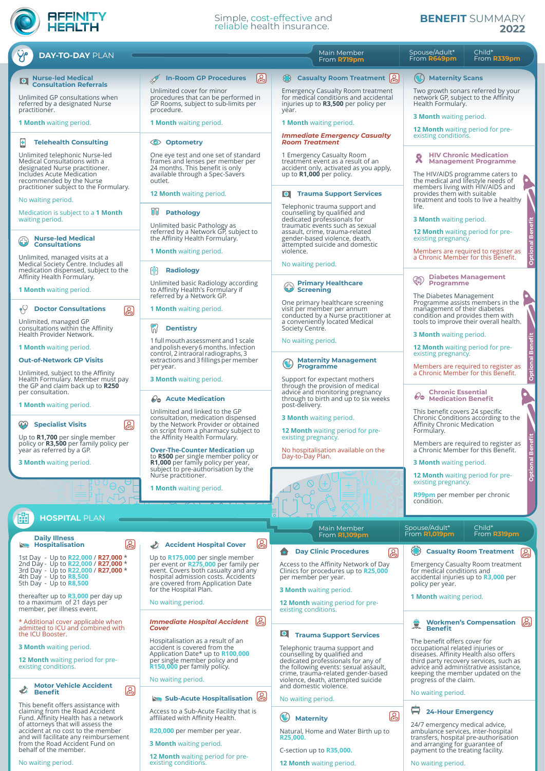# AFFINITY HEALTH

Simple, cost-effective and reliable health insurance.

**BENEFIT SUMMARY 2022**

## DAY-TO-DAY PLAN

| Main Member | Spouse/Adult* | Child* |
|---|---|---|
| From R719pm | From R649pm | From R339pm |

### Nurse-led Medical Consultation Referrals

Unlimited GP consultations when referred by a designated Nurse practitioner.

1 Month waiting period.

### Telehealth Consulting

Unlimited telephonic Nurse-led Medical Consultations with a designated Nurse practitioner. Includes Acute Medication recommended by the Nurse practitioner subject to the Formulary.

No waiting period.

Medication is subject to a **1 Month** waiting period.

### Nurse-led Medical Consultations

Unlimited, managed visits at a Medical Society Centre. Includes all medication dispensed, subject to the Affinity Health Formulary.

1 Month waiting period.

### Doctor Consultations

Unlimited, managed GP consultations within the Affinity Health Provider Network.

1 Month waiting period.

**Out-of-Network GP Visits**

Unlimited, subject to the Affinity Health Formulary. Member must pay the GP and claim back up to **R250** per consultation.

1 Month waiting period.

### Specialist Visits

Up to **R1,700** per single member policy or **R3,500** per family policy per year as referred by a GP.

3 Month waiting period.

### In-Room GP Procedures

Unlimited cover for minor procedures that can be performed in GP Rooms, subject to sub-limits per procedure.

1 Month waiting period.

### Optometry

One eye test and one set of standard frames and lenses per member per 24 months. This benefit is only available through a Spec-Savers outlet.

12 Month waiting period.

### Pathology

Unlimited basic Pathology as referred by a Network GP, subject to the Affinity Health Formulary.

1 Month waiting period.

### Radiology

Unlimited basic Radiology according to Affinity Health's Formulary if referred by a Network GP.

1 Month waiting period.

### Dentistry

1 full mouth assessment and 1 scale and polish every 6 months. Infection control, 2 intraoral radiographs, 3 extractions and 3 fillings per member per year.

3 Month waiting period.

### Acute Medication

Unlimited and linked to the GP consultation, medication dispensed by the Network Provider or obtained on script from a pharmacy subject to the Affinity Health Formulary.

**Over-The-Counter Medication** up to **R500** per single member policy or **R1,000** per family policy per year, subject to pre-authorisation by the Nurse practitioner.

1 Month waiting period.

### Casualty Room Treatment

Emergency Casualty Room treatment for medical conditions and accidental injuries up to **R3,500** per policy per year.

1 Month waiting period.

***Immediate Emergency Casualty Room Treatment***

1 Emergency Casualty Room treatment event as a result of an accident only, activated as you apply, up to **R1,000** per policy.

### Trauma Support Services

Telephonic trauma support and counselling by qualified and dedicated professionals for traumatic events such as sexual assault, crime, trauma-related gender-based violence, death, attempted suicide and domestic violence.

No waiting period.

### Primary Healthcare Screening

One primary healthcare screening visit per member per annum conducted by a Nurse practitioner at a conveniently located Medical Society Centre.

No waiting period.

### Maternity Management Programme

Support for expectant mothers through the provision of medical advice and monitoring pregnancy through to birth and up to six weeks post-delivery.

3 Month waiting period.

12 Month waiting period for pre-existing pregnancy.

No hospitalisation available on the Day-to-Day Plan.

### Maternity Scans

Two growth sonars referred by your network GP, subject to the Affinity Health Formulary.

3 Month waiting period.

12 Month waiting period for pre-existing conditions.

### HIV Chronic Medication Management Programme

*Optional Benefit*

The HIV/AIDS programme caters to the medical and lifestyle needs of members living with HIV/AIDS and provides them with suitable treatment and tools to live a healthy life.

3 Month waiting period.

12 Month waiting period for pre-existing pregnancy.

Members are required to register as a Chronic Member for this Benefit.

### Diabetes Management Programme

*Optional Benefit*

The Diabetes Management Programme assists members in the management of their diabetes condition and provides them with tools to improve their overall health.

3 Month waiting period.

12 Month waiting period for pre-existing pregnancy.

Members are required to register as a Chronic Member for this Benefit.

### Chronic Essential Medication Benefit

*Optional Benefit*

This benefit covers 24 specific Chronic Conditions according to the Affinity Chronic Medication Formulary.

Members are required to register as a Chronic Member for this Benefit.

3 Month waiting period.

12 Month waiting period for pre-existing pregnancy.

**R99pm** per member per chronic condition.

## HOSPITAL PLAN

| Main Member | Spouse/Adult* | Child* |
|---|---|---|
| From R1,109pm | From R1,019pm | From R319pm |

### Daily Illness Hospitalisation

1st Day - Up to R22,000 / R27,000 *
2nd Day - Up to R22,000 / R27,000 *
3rd Day - Up to R22,000 / R27,000 *
4th Day - Up to R8,500
5th Day - Up to R8,500

thereafter up to R3,000 per day up to a maximum of 21 days per member, per illness event.

* Additional cover applicable when admitted to ICU and combined with the ICU Booster.

3 Month waiting period.

12 Month waiting period for pre-existing conditions.

### Motor Vehicle Accident Benefit

This benefit offers assistance with claiming from the Road Accident Fund. Affinity Health has a network of attorneys that will assess the accident at no cost to the member and will facilitate any reimbursement from the Road Accident Fund on behalf of the member.

No waiting period.

### Accident Hospital Cover

Up to R175,000 per single member per event or R275,000 per family per event. Covers both casualty and any hospital admission costs. Accidents are covered from Application Date for the Hospital Plan.

No waiting period.

***Immediate Hospital Accident Cover***

Hospitalisation as a result of an accident is covered from the Application Date* up to R100,000 per single member policy and R150,000 per family policy.

No waiting period.

### Sub-Acute Hospitalisation

Access to a Sub-Acute Facility that is affiliated with Affinity Health.

R20,000 per member per year.

3 Month waiting period.

12 Month waiting period for pre-existing conditions.

### Day Clinic Procedures

Access to the Affinity Network of Day Clinics for procedures up to R25,000 per member per year.

3 Month waiting period.

12 Month waiting period for pre-existing conditions.

### Trauma Support Services

Telephonic trauma support and counselling by qualified and dedicated professionals for any of the following events: sexual assault, crime, trauma-related gender-based violence, death, attempted suicide and domestic violence.

No waiting period.

### Maternity

Natural, Home and Water Birth up to R25,000.

C-section up to R35,000.

12 Month waiting period.

### Casualty Room Treatment

Emergency Casualty Room treatment for medical conditions and accidental injuries up to R3,000 per policy per year.

1 Month waiting period.

### Workmen's Compensation Benefit

The benefit offers cover for occupational related injuries or diseases. Affinity Health also offers third party recovery services, such as advice and administrative assistance, keeping the member updated on the progress of the claim.

No waiting period.

### 24-Hour Emergency

24/7 emergency medical advice, ambulance services, inter-hospital transfers, hospital pre-authorisation and arranging for guarantee of payment to the treating facility.

No waiting period.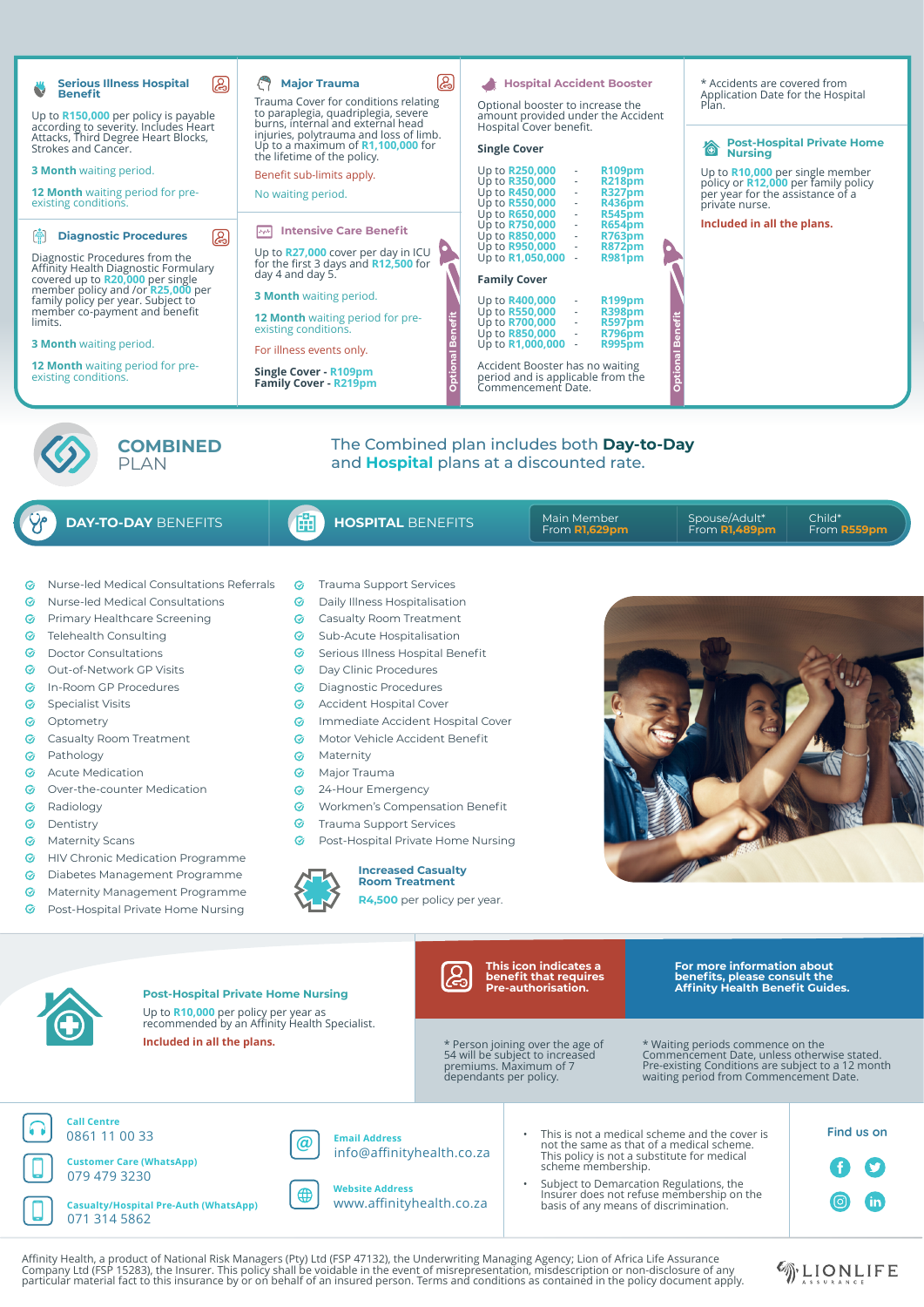### Serious Illness Hospital Benefit

Up to R150,000 per policy is payable according to severity. Includes Heart Attacks, Third Degree Heart Blocks, Strokes and Cancer.

3 Month waiting period.

12 Month waiting period for pre-existing conditions.

### Diagnostic Procedures

Diagnostic Procedures from the Affinity Health Diagnostic Formulary covered up to R20,000 per single member policy and /or R25,000 per family policy per year. Subject to member co-payment and benefit limits.

3 Month waiting period.

12 Month waiting period for pre-existing conditions.

### Major Trauma

Trauma Cover for conditions relating to paraplegia, quadriplegia, severe burns, internal and external head injuries, polytrauma and loss of limb. Up to a maximum of R1,100,000 for the lifetime of the policy.

Benefit sub-limits apply.

No waiting period.

### Intensive Care Benefit

Up to R27,000 cover per day in ICU for the first 3 days and R12,500 for day 4 and day 5.

3 Month waiting period.

12 Month waiting period for pre-existing conditions.

For illness events only.

**Single Cover** - R109pm
**Family Cover** - R219pm

Optional Benefit

### Hospital Accident Booster

Optional booster to increase the amount provided under the Accident Hospital Cover benefit.

**Single Cover**

| | |
|---|---|
| Up to R250,000 | R109pm |
| Up to R350,000 | R218pm |
| Up to R450,000 | R327pm |
| Up to R550,000 | R436pm |
| Up to R650,000 | R545pm |
| Up to R750,000 | R654pm |
| Up to R850,000 | R763pm |
| Up to R950,000 | R872pm |
| Up to R1,050,000 | R981pm |

**Family Cover**

| | |
|---|---|
| Up to R400,000 | R199pm |
| Up to R550,000 | R398pm |
| Up to R700,000 | R597pm |
| Up to R850,000 | R796pm |
| Up to R1,000,000 | R995pm |

Accident Booster has no waiting period and is applicable from the Commencement Date.

Optional Benefit

\* Accidents are covered from Application Date for the Hospital Plan.

### Post-Hospital Private Home Nursing

Up to R10,000 per single member policy or R12,000 per family policy per year for the assistance of a private nurse.

**Included in all the plans.**

## COMBINED PLAN

The Combined plan includes both **Day-to-Day** and **Hospital** plans at a discounted rate.

| Main Member | Spouse/Adult* | Child* |
|---|---|---|
| From R1,629pm | From R1,489pm | From R559pm |

### DAY-TO-DAY BENEFITS

- Nurse-led Medical Consultations Referrals
- Nurse-led Medical Consultations
- Primary Healthcare Screening
- Telehealth Consulting
- Doctor Consultations
- Out-of-Network GP Visits
- In-Room GP Procedures
- Specialist Visits
- Optometry
- Casualty Room Treatment
- Pathology
- Acute Medication
- Over-the-counter Medication
- Radiology
- Dentistry
- Maternity Scans
- HIV Chronic Medication Programme
- Diabetes Management Programme
- Maternity Management Programme
- Post-Hospital Private Home Nursing

### HOSPITAL BENEFITS

- Trauma Support Services
- Daily Illness Hospitalisation
- Casualty Room Treatment
- Sub-Acute Hospitalisation
- Serious Illness Hospital Benefit
- Day Clinic Procedures
- Diagnostic Procedures
- Accident Hospital Cover
- Immediate Accident Hospital Cover
- Motor Vehicle Accident Benefit
- Maternity
- Major Trauma
- 24-Hour Emergency
- Workmen's Compensation Benefit
- Trauma Support Services
- Post-Hospital Private Home Nursing

**Increased Casualty Room Treatment**

R4,500 per policy per year.

### Post-Hospital Private Home Nursing

Up to R10,000 per policy per year as recommended by an Affinity Health Specialist.

**Included in all the plans.**

**This icon indicates a benefit that requires Pre-authorisation.**

**For more information about benefits, please consult the Affinity Health Benefit Guides.**

\* Person joining over the age of 54 will be subject to increased premiums. Maximum of 7 dependants per policy.

\* Waiting periods commence on the Commencement Date, unless otherwise stated. Pre-existing Conditions are subject to a 12 month waiting period from Commencement Date.

**Call Centre**
0861 11 00 33

**Customer Care (WhatsApp)**
079 479 3230

**Casualty/Hospital Pre-Auth (WhatsApp)**
071 314 5862

**Email Address**
info@affinityhealth.co.za

**Website Address**
www.affinityhealth.co.za

- This is not a medical scheme and the cover is not the same as that of a medical scheme. This policy is not a substitute for medical scheme membership.
- Subject to Demarcation Regulations, the Insurer does not refuse membership on the basis of any means of discrimination.

**Find us on**

Affinity Health, a product of National Risk Managers (Pty) Ltd (FSP 47132), the Underwriting Managing Agency; Lion of Africa Life Assurance Company Ltd (FSP 15283), the Insurer. This policy shall be voidable in the event of misrepresentation, misdescription or non-disclosure of any particular material fact to this insurance by or on behalf of an insured person. Terms and conditions as contained in the policy document apply.

LIONLIFE ASSURANCE